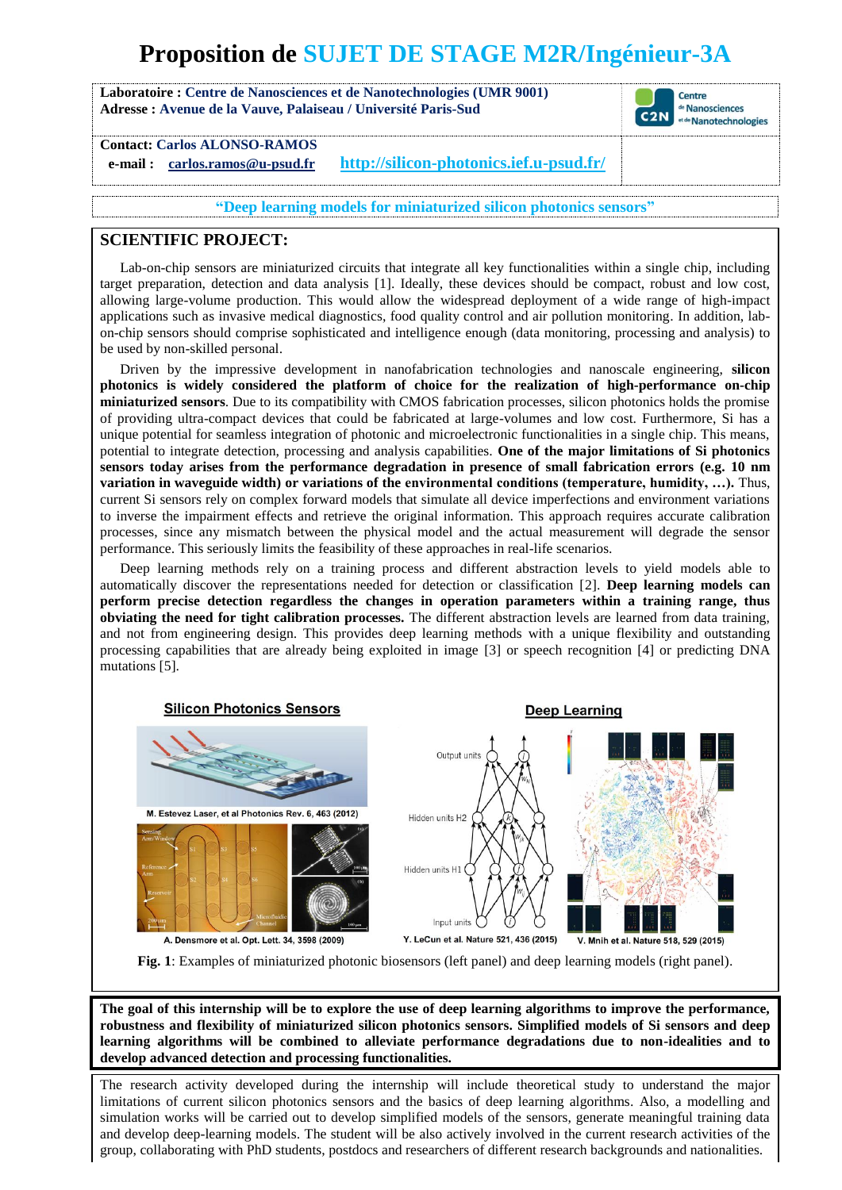# Proposition de SUJET DE STAGE M2R/Ingénieur-3A

**Laboratoire :** **Centre de Nanosciences et de Nanotechnologies (UMR 9001)**
**Adresse :** **Avenue de la Vauve, Palaiseau / Université Paris-Sud**

**Contact:** **Carlos ALONSO-RAMOS**
**e-mail :** carlos.ramos@u-psud.fr http://silicon-photonics.ief.u-psud.fr/

**"Deep learning models for miniaturized silicon photonics sensors"**

## SCIENTIFIC PROJECT:

Lab-on-chip sensors are miniaturized circuits that integrate all key functionalities within a single chip, including target preparation, detection and data analysis [1]. Ideally, these devices should be compact, robust and low cost, allowing large-volume production. This would allow the widespread deployment of a wide range of high-impact applications such as invasive medical diagnostics, food quality control and air pollution monitoring. In addition, lab-on-chip sensors should comprise sophisticated and intelligence enough (data monitoring, processing and analysis) to be used by non-skilled personal.

Driven by the impressive development in nanofabrication technologies and nanoscale engineering, **silicon photonics is widely considered the platform of choice for the realization of high-performance on-chip miniaturized sensors**. Due to its compatibility with CMOS fabrication processes, silicon photonics holds the promise of providing ultra-compact devices that could be fabricated at large-volumes and low cost. Furthermore, Si has a unique potential for seamless integration of photonic and microelectronic functionalities in a single chip. This means, potential to integrate detection, processing and analysis capabilities. **One of the major limitations of Si photonics sensors today arises from the performance degradation in presence of small fabrication errors (e.g. 10 nm variation in waveguide width) or variations of the environmental conditions (temperature, humidity, …).** Thus, current Si sensors rely on complex forward models that simulate all device imperfections and environment variations to inverse the impairment effects and retrieve the original information. This approach requires accurate calibration processes, since any mismatch between the physical model and the actual measurement will degrade the sensor performance. This seriously limits the feasibility of these approaches in real-life scenarios.

Deep learning methods rely on a training process and different abstraction levels to yield models able to automatically discover the representations needed for detection or classification [2]. **Deep learning models can perform precise detection regardless the changes in operation parameters within a training range, thus obviating the need for tight calibration processes.** The different abstraction levels are learned from data training, and not from engineering design. This provides deep learning methods with a unique flexibility and outstanding processing capabilities that are already being exploited in image [3] or speech recognition [4] or predicting DNA mutations [5].

**Fig. 1**: Examples of miniaturized photonic biosensors (left panel) and deep learning models (right panel).

**The goal of this internship will be to explore the use of deep learning algorithms to improve the performance, robustness and flexibility of miniaturized silicon photonics sensors. Simplified models of Si sensors and deep learning algorithms will be combined to alleviate performance degradations due to non-idealities and to develop advanced detection and processing functionalities.**

The research activity developed during the internship will include theoretical study to understand the major limitations of current silicon photonics sensors and the basics of deep learning algorithms. Also, a modelling and simulation works will be carried out to develop simplified models of the sensors, generate meaningful training data and develop deep-learning models. The student will be also actively involved in the current research activities of the group, collaborating with PhD students, postdocs and researchers of different research backgrounds and nationalities.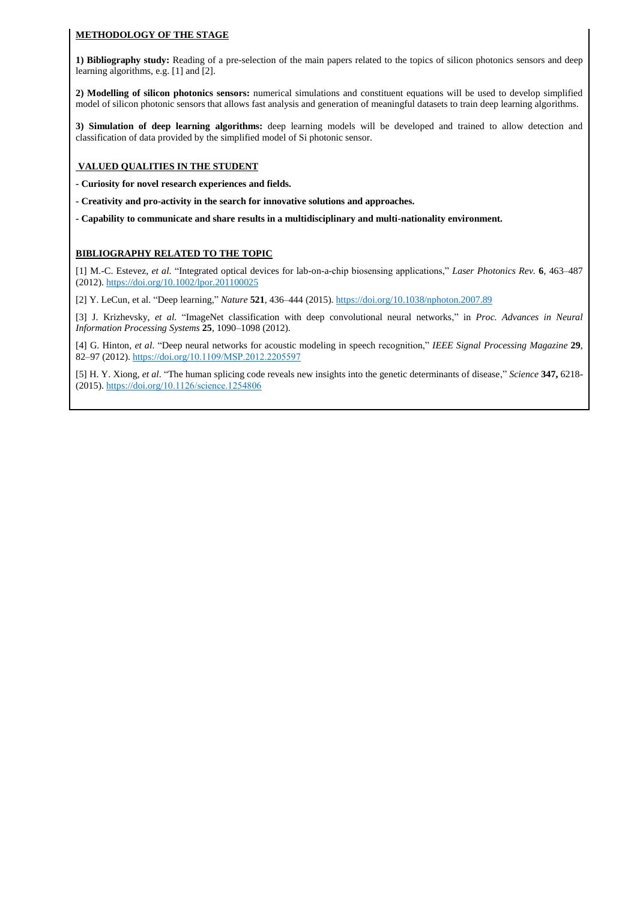**METHODOLOGY OF THE STAGE**

**1) Bibliography study:** Reading of a pre-selection of the main papers related to the topics of silicon photonics sensors and deep learning algorithms, e.g. [1] and [2].

**2) Modelling of silicon photonics sensors:** numerical simulations and constituent equations will be used to develop simplified model of silicon photonic sensors that allows fast analysis and generation of meaningful datasets to train deep learning algorithms.

**3) Simulation of deep learning algorithms:** deep learning models will be developed and trained to allow detection and classification of data provided by the simplified model of Si photonic sensor.

**VALUED QUALITIES IN THE STUDENT**

**- Curiosity for novel research experiences and fields.**

**- Creativity and pro-activity in the search for innovative solutions and approaches.**

**- Capability to communicate and share results in a multidisciplinary and multi-nationality environment.**

**BIBLIOGRAPHY RELATED TO THE TOPIC**

[1] M.-C. Estevez, *et al.* "Integrated optical devices for lab-on-a-chip biosensing applications," *Laser Photonics Rev.* **6**, 463–487 (2012). https://doi.org/10.1002/lpor.201100025

[2] Y. LeCun, et al. "Deep learning," *Nature* **521**, 436–444 (2015). https://doi.org/10.1038/nphoton.2007.89

[3] J. Krizhevsky, *et al.* "ImageNet classification with deep convolutional neural networks," in *Proc. Advances in Neural Information Processing Systems* **25**, 1090–1098 (2012).

[4] G. Hinton, *et al*. "Deep neural networks for acoustic modeling in speech recognition," *IEEE Signal Processing Magazine* **29**, 82–97 (2012). https://doi.org/10.1109/MSP.2012.2205597

[5] H. Y. Xiong, *et al*. "The human splicing code reveals new insights into the genetic determinants of disease," *Science* **347,** 6218-(2015). https://doi.org/10.1126/science.1254806